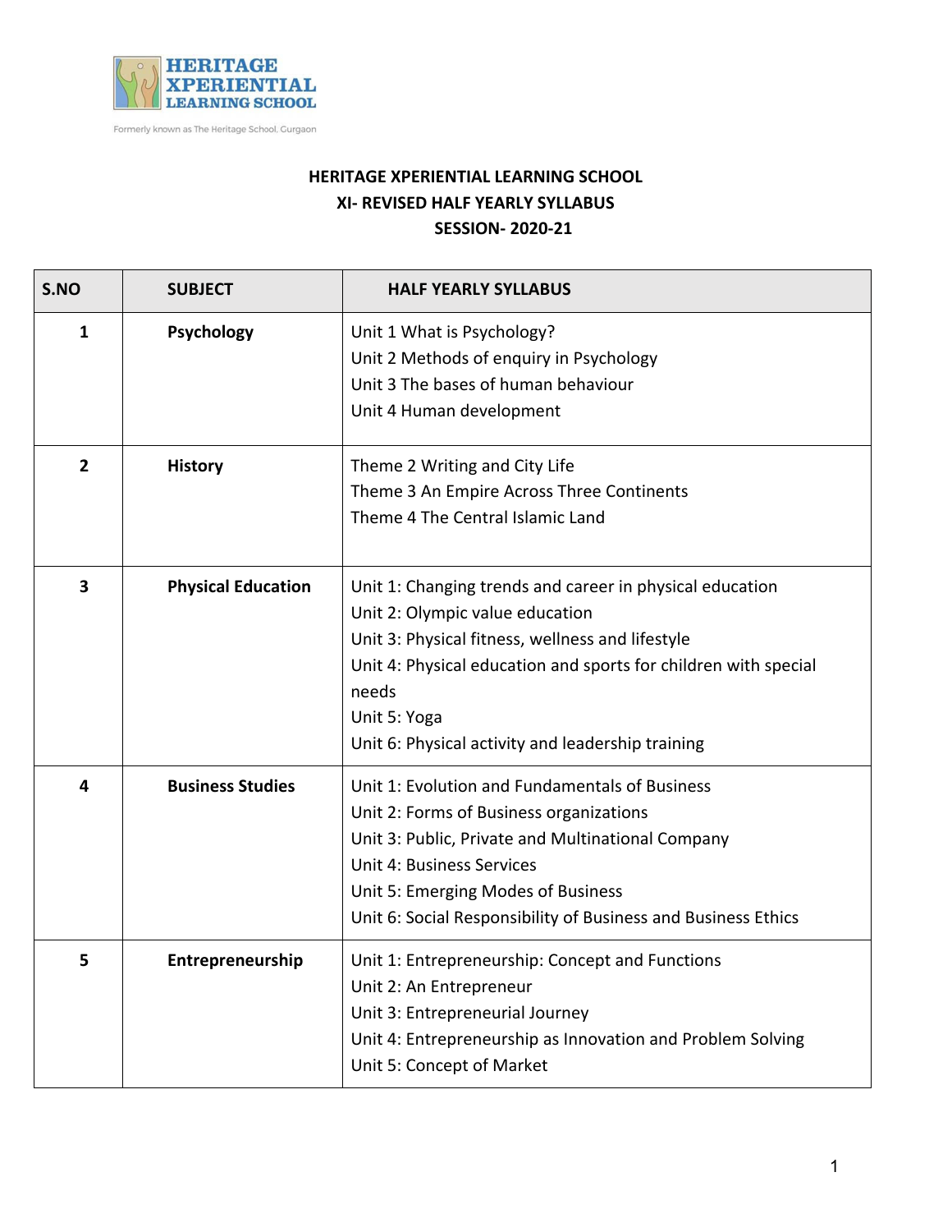HERITAGE XPERIENTIAL LEARNING SCHOOL

Formerly known as The Heritage School, Gurgaon

# HERITAGE XPERIENTIAL LEARNING SCHOOL
## XI- REVISED HALF YEARLY SYLLABUS
## SESSION- 2020-21

| S.NO | SUBJECT | HALF YEARLY SYLLABUS |
|---|---|---|
| 1 | **Psychology** | Unit 1 What is Psychology?<br>Unit 2 Methods of enquiry in Psychology<br>Unit 3 The bases of human behaviour<br>Unit 4 Human development |
| 2 | **History** | Theme 2 Writing and City Life<br>Theme 3 An Empire Across Three Continents<br>Theme 4 The Central Islamic Land |
| 3 | **Physical Education** | Unit 1: Changing trends and career in physical education<br>Unit 2: Olympic value education<br>Unit 3: Physical fitness, wellness and lifestyle<br>Unit 4: Physical education and sports for children with special needs<br>Unit 5: Yoga<br>Unit 6: Physical activity and leadership training |
| 4 | **Business Studies** | Unit 1: Evolution and Fundamentals of Business<br>Unit 2: Forms of Business organizations<br>Unit 3: Public, Private and Multinational Company<br>Unit 4: Business Services<br>Unit 5: Emerging Modes of Business<br>Unit 6: Social Responsibility of Business and Business Ethics |
| 5 | **Entrepreneurship** | Unit 1: Entrepreneurship: Concept and Functions<br>Unit 2: An Entrepreneur<br>Unit 3: Entrepreneurial Journey<br>Unit 4: Entrepreneurship as Innovation and Problem Solving<br>Unit 5: Concept of Market |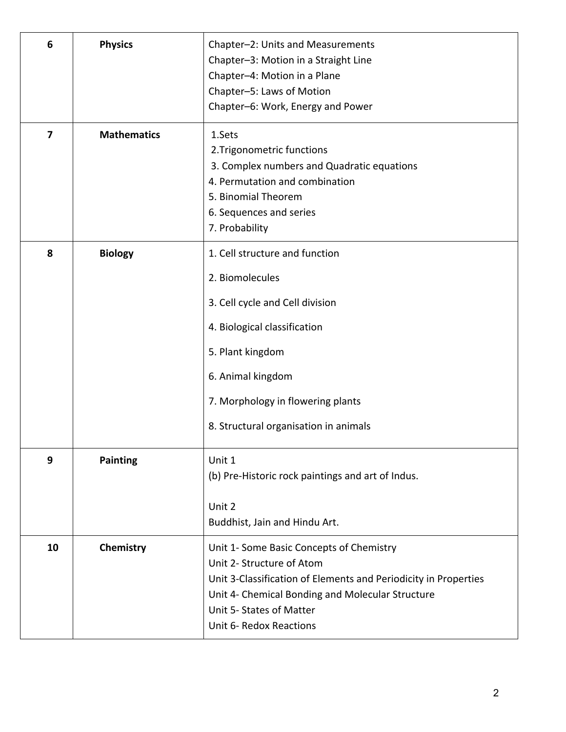| 6 | **Physics** | Chapter–2: Units and Measurements<br>Chapter–3: Motion in a Straight Line<br>Chapter–4: Motion in a Plane<br>Chapter–5: Laws of Motion<br>Chapter–6: Work, Energy and Power |
|---|---|---|
| **7** | **Mathematics** | 1.Sets<br>2.Trigonometric functions<br>3. Complex numbers and Quadratic equations<br>4. Permutation and combination<br>5. Binomial Theorem<br>6. Sequences and series<br>7. Probability |
| **8** | **Biology** | 1. Cell structure and function<br>2. Biomolecules<br>3. Cell cycle and Cell division<br>4. Biological classification<br>5. Plant kingdom<br>6. Animal kingdom<br>7. Morphology in flowering plants<br>8. Structural organisation in animals |
| **9** | **Painting** | Unit 1<br>(b) Pre-Historic rock paintings and art of Indus.<br><br>Unit 2<br>Buddhist, Jain and Hindu Art. |
| **10** | **Chemistry** | Unit 1- Some Basic Concepts of Chemistry<br>Unit 2- Structure of Atom<br>Unit 3-Classification of Elements and Periodicity in Properties<br>Unit 4- Chemical Bonding and Molecular Structure<br>Unit 5- States of Matter<br>Unit 6- Redox Reactions |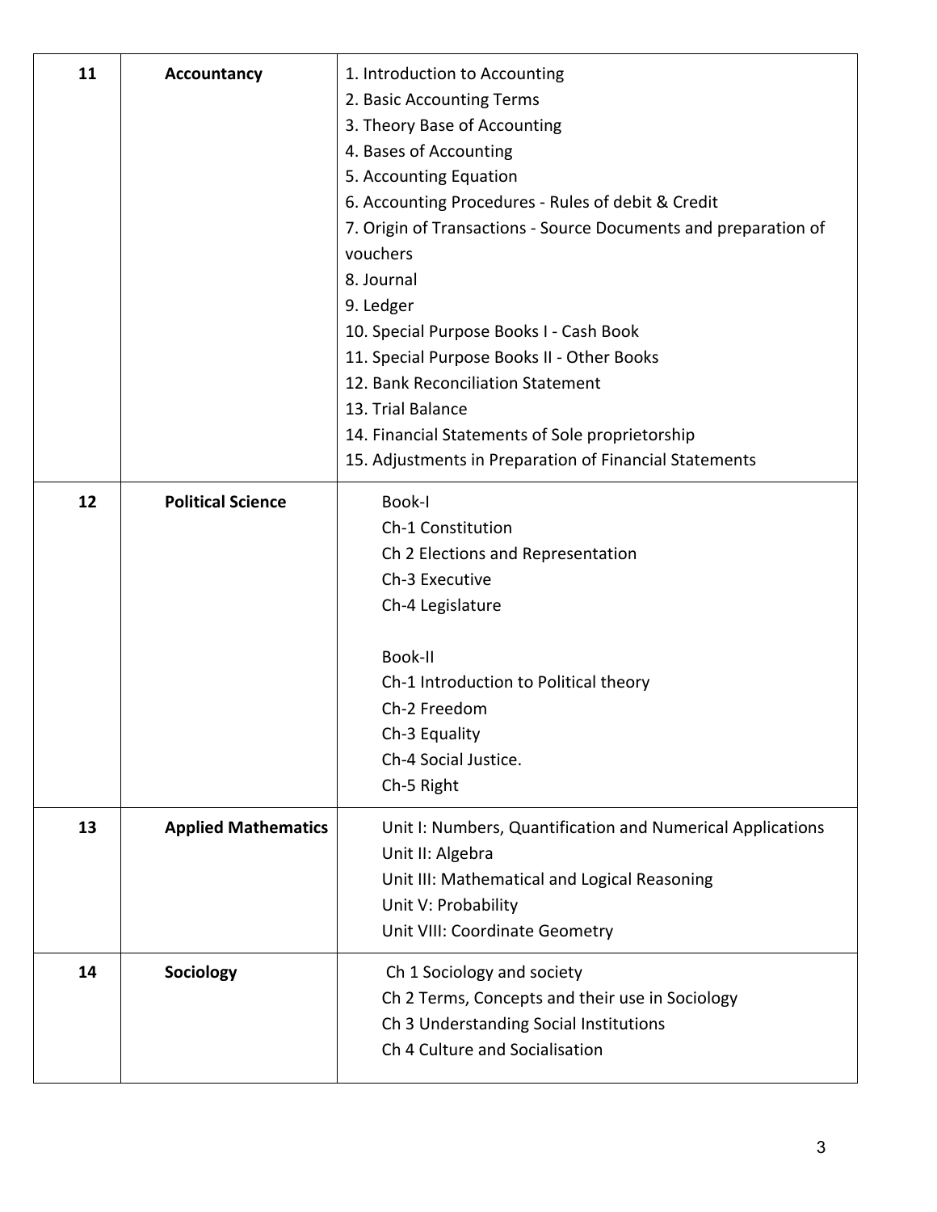| 11 | **Accountancy** | 1. Introduction to Accounting<br>2. Basic Accounting Terms<br>3. Theory Base of Accounting<br>4. Bases of Accounting<br>5. Accounting Equation<br>6. Accounting Procedures - Rules of debit & Credit<br>7. Origin of Transactions - Source Documents and preparation of vouchers<br>8. Journal<br>9. Ledger<br>10. Special Purpose Books I - Cash Book<br>11. Special Purpose Books II - Other Books<br>12. Bank Reconciliation Statement<br>13. Trial Balance<br>14. Financial Statements of Sole proprietorship<br>15. Adjustments in Preparation of Financial Statements |
|---|---|---|
| 12 | **Political Science** | Book-I<br>Ch-1 Constitution<br>Ch 2 Elections and Representation<br>Ch-3 Executive<br>Ch-4 Legislature<br><br>Book-II<br>Ch-1 Introduction to Political theory<br>Ch-2 Freedom<br>Ch-3 Equality<br>Ch-4 Social Justice.<br>Ch-5 Right |
| 13 | **Applied Mathematics** | Unit I: Numbers, Quantification and Numerical Applications<br>Unit II: Algebra<br>Unit III: Mathematical and Logical Reasoning<br>Unit V: Probability<br>Unit VIII: Coordinate Geometry |
| 14 | **Sociology** | Ch 1 Sociology and society<br>Ch 2 Terms, Concepts and their use in Sociology<br>Ch 3 Understanding Social Institutions<br>Ch 4 Culture and Socialisation |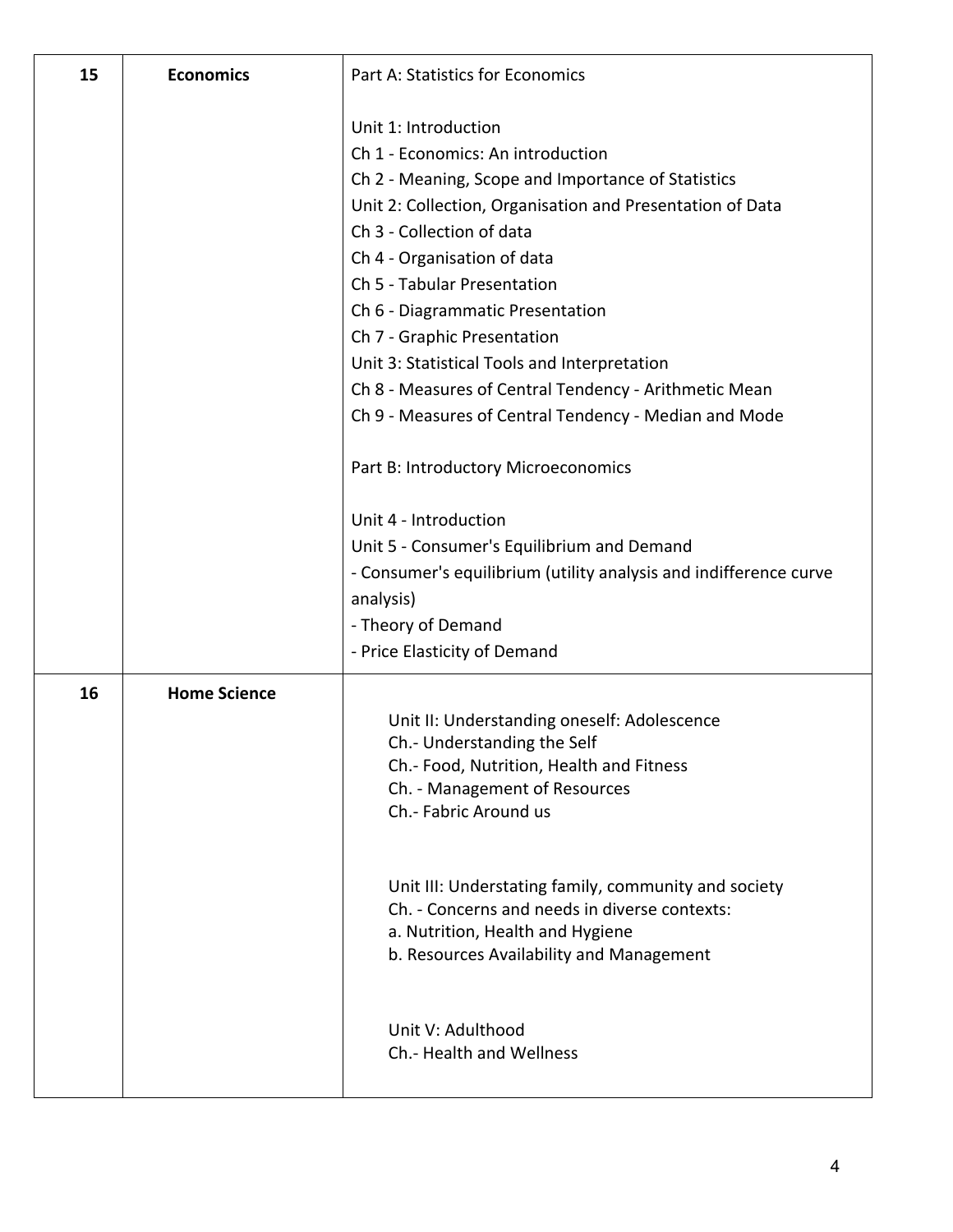| 15 | **Economics** | Part A: Statistics for Economics<br><br>Unit 1: Introduction<br>Ch 1 - Economics: An introduction<br>Ch 2 - Meaning, Scope and Importance of Statistics<br>Unit 2: Collection, Organisation and Presentation of Data<br>Ch 3 - Collection of data<br>Ch 4 - Organisation of data<br>Ch 5 - Tabular Presentation<br>Ch 6 - Diagrammatic Presentation<br>Ch 7 - Graphic Presentation<br>Unit 3: Statistical Tools and Interpretation<br>Ch 8 - Measures of Central Tendency - Arithmetic Mean<br>Ch 9 - Measures of Central Tendency - Median and Mode<br><br>Part B: Introductory Microeconomics<br><br>Unit 4 - Introduction<br>Unit 5 - Consumer's Equilibrium and Demand<br>- Consumer's equilibrium (utility analysis and indifference curve analysis)<br>- Theory of Demand<br>- Price Elasticity of Demand |
|---|---|---|
| 16 | **Home Science** | Unit II: Understanding oneself: Adolescence<br>Ch.- Understanding the Self<br>Ch.- Food, Nutrition, Health and Fitness<br>Ch. - Management of Resources<br>Ch.- Fabric Around us<br><br>Unit III: Understating family, community and society<br>Ch. - Concerns and needs in diverse contexts:<br>a. Nutrition, Health and Hygiene<br>b. Resources Availability and Management<br><br>Unit V: Adulthood<br>Ch.- Health and Wellness |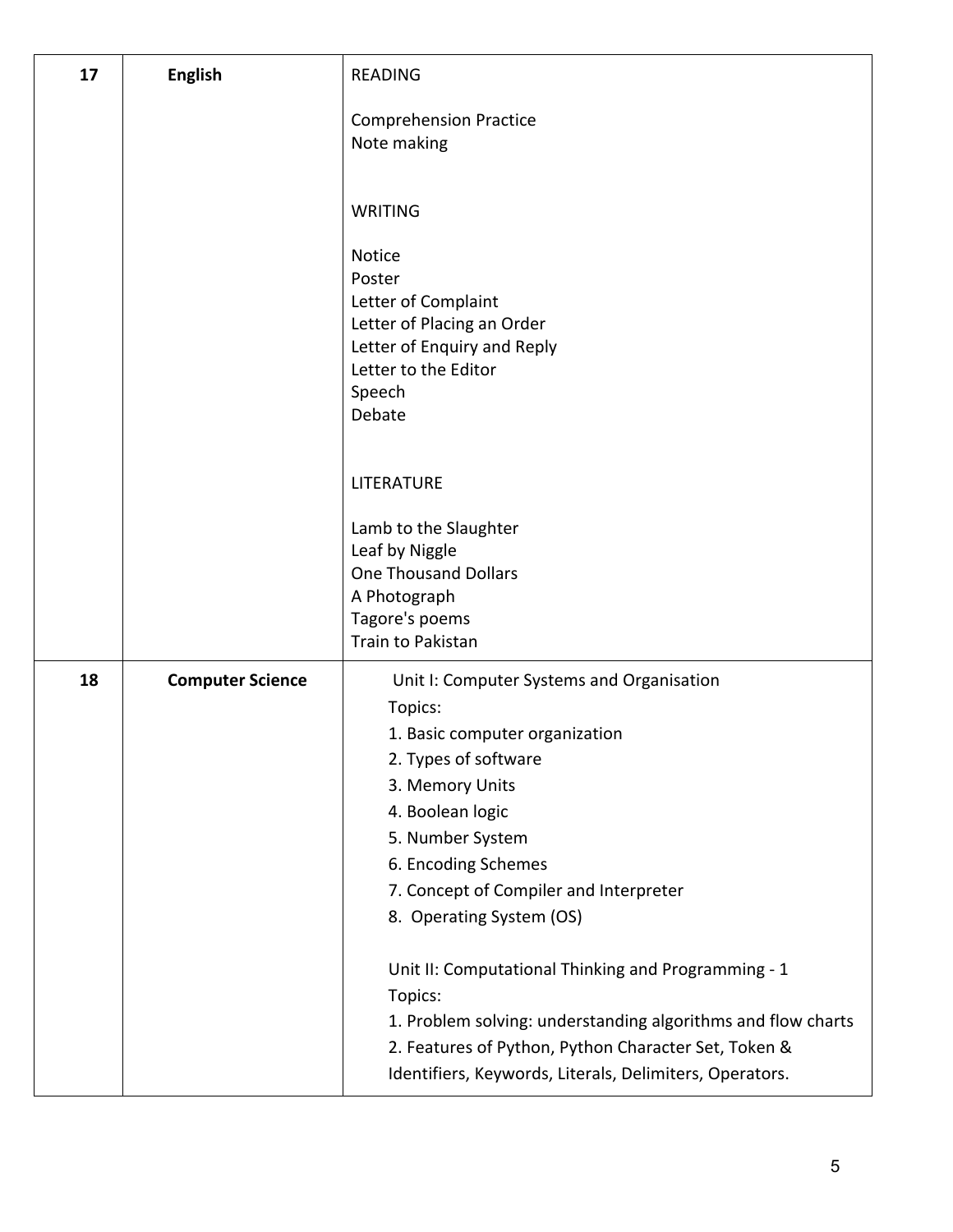| | | |
|---|---|---|
| **17** | **English** | READING<br><br>Comprehension Practice<br>Note making<br><br>WRITING<br><br>Notice<br>Poster<br>Letter of Complaint<br>Letter of Placing an Order<br>Letter of Enquiry and Reply<br>Letter to the Editor<br>Speech<br>Debate<br><br>LITERATURE<br><br>Lamb to the Slaughter<br>Leaf by Niggle<br>One Thousand Dollars<br>A Photograph<br>Tagore's poems<br>Train to Pakistan |
| **18** | **Computer Science** | Unit I: Computer Systems and Organisation<br>Topics:<br>1. Basic computer organization<br>2. Types of software<br>3. Memory Units<br>4. Boolean logic<br>5. Number System<br>6. Encoding Schemes<br>7. Concept of Compiler and Interpreter<br>8. Operating System (OS)<br><br>Unit II: Computational Thinking and Programming - 1<br>Topics:<br>1. Problem solving: understanding algorithms and flow charts<br>2. Features of Python, Python Character Set, Token & Identifiers, Keywords, Literals, Delimiters, Operators. |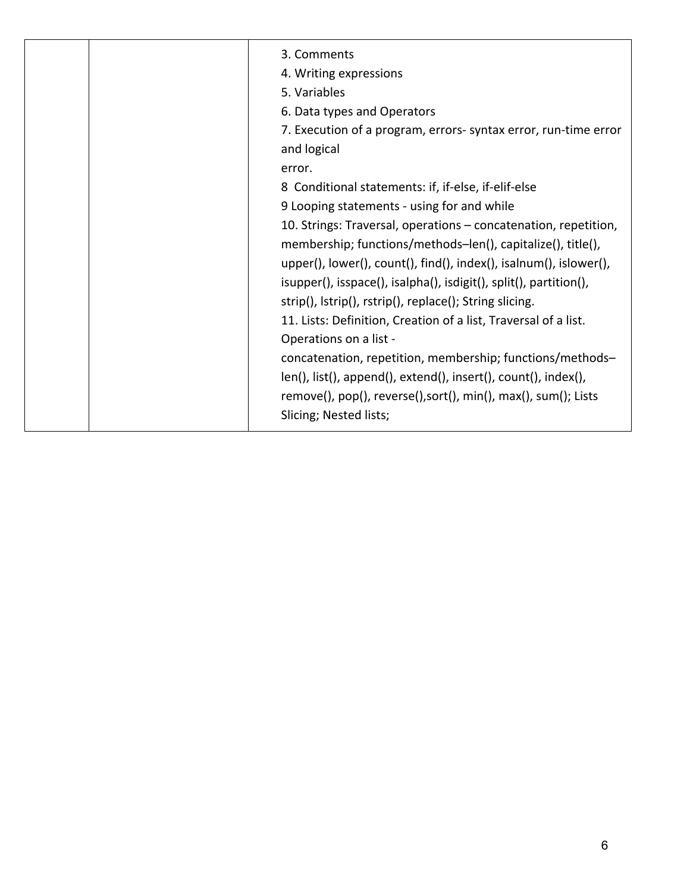| | | |
|---|---|---|
| | | 3. Comments<br>4. Writing expressions<br>5. Variables<br>6. Data types and Operators<br>7. Execution of a program, errors- syntax error, run-time error and logical<br>error.<br>8 Conditional statements: if, if-else, if-elif-else<br>9 Looping statements - using for and while<br>10. Strings: Traversal, operations – concatenation, repetition, membership; functions/methods–len(), capitalize(), title(), upper(), lower(), count(), find(), index(), isalnum(), islower(), isupper(), isspace(), isalpha(), isdigit(), split(), partition(), strip(), lstrip(), rstrip(), replace(); String slicing.<br>11. Lists: Definition, Creation of a list, Traversal of a list. Operations on a list -<br>concatenation, repetition, membership; functions/methods–len(), list(), append(), extend(), insert(), count(), index(), remove(), pop(), reverse(),sort(), min(), max(), sum(); Lists Slicing; Nested lists; |